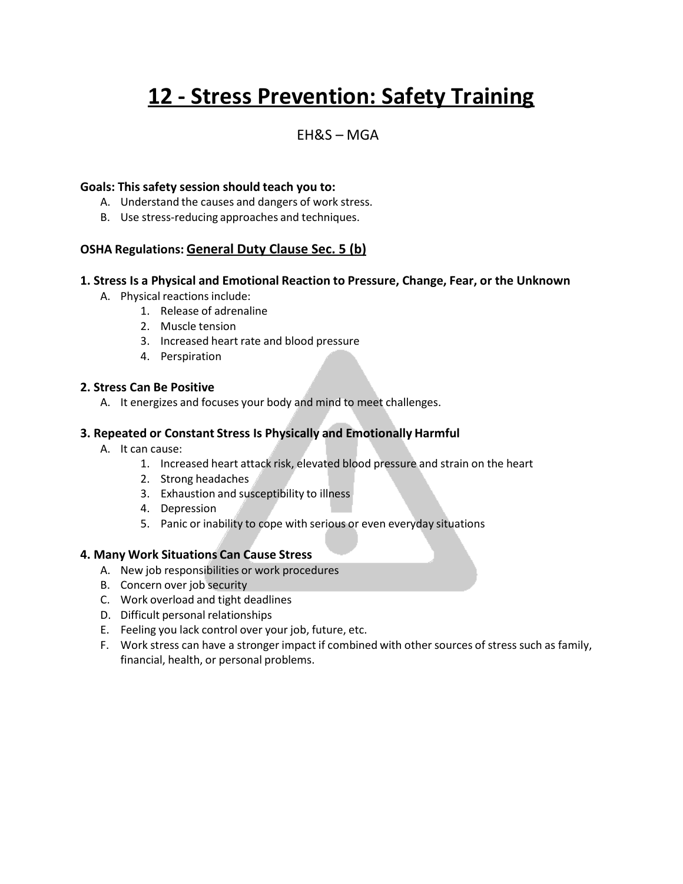# 12 - Stress Prevention: Safety Training

EH&S – MGA

**Goals: This safety session should teach you to:**

A. Understand the causes and dangers of work stress.
B. Use stress-reducing approaches and techniques.

**OSHA Regulations:** <u>**General Duty Clause Sec. 5 (b)**</u>

### 1. Stress Is a Physical and Emotional Reaction to Pressure, Change, Fear, or the Unknown

A. Physical reactions include:
   1. Release of adrenaline
   2. Muscle tension
   3. Increased heart rate and blood pressure
   4. Perspiration

### 2. Stress Can Be Positive

A. It energizes and focuses your body and mind to meet challenges.

### 3. Repeated or Constant Stress Is Physically and Emotionally Harmful

A. It can cause:
   1. Increased heart attack risk, elevated blood pressure and strain on the heart
   2. Strong headaches
   3. Exhaustion and susceptibility to illness
   4. Depression
   5. Panic or inability to cope with serious or even everyday situations

### 4. Many Work Situations Can Cause Stress

A. New job responsibilities or work procedures
B. Concern over job security
C. Work overload and tight deadlines
D. Difficult personal relationships
E. Feeling you lack control over your job, future, etc.
F. Work stress can have a stronger impact if combined with other sources of stress such as family, financial, health, or personal problems.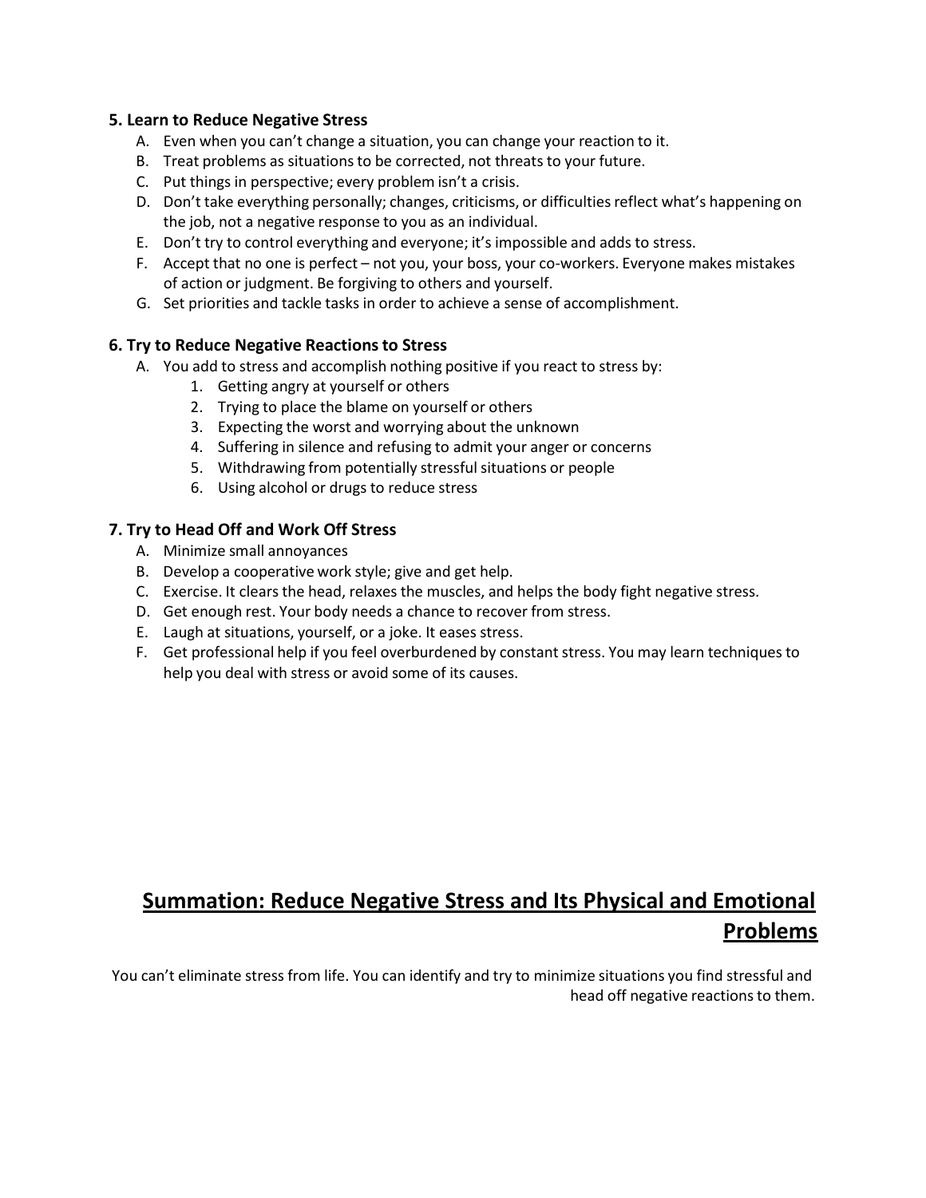**5. Learn to Reduce Negative Stress**

A. Even when you can't change a situation, you can change your reaction to it.
B. Treat problems as situations to be corrected, not threats to your future.
C. Put things in perspective; every problem isn't a crisis.
D. Don't take everything personally; changes, criticisms, or difficulties reflect what's happening on the job, not a negative response to you as an individual.
E. Don't try to control everything and everyone; it's impossible and adds to stress.
F. Accept that no one is perfect – not you, your boss, your co-workers. Everyone makes mistakes of action or judgment. Be forgiving to others and yourself.
G. Set priorities and tackle tasks in order to achieve a sense of accomplishment.

**6. Try to Reduce Negative Reactions to Stress**

A. You add to stress and accomplish nothing positive if you react to stress by:
    1. Getting angry at yourself or others
    2. Trying to place the blame on yourself or others
    3. Expecting the worst and worrying about the unknown
    4. Suffering in silence and refusing to admit your anger or concerns
    5. Withdrawing from potentially stressful situations or people
    6. Using alcohol or drugs to reduce stress

**7. Try to Head Off and Work Off Stress**

A. Minimize small annoyances
B. Develop a cooperative work style; give and get help.
C. Exercise. It clears the head, relaxes the muscles, and helps the body fight negative stress.
D. Get enough rest. Your body needs a chance to recover from stress.
E. Laugh at situations, yourself, or a joke. It eases stress.
F. Get professional help if you feel overburdened by constant stress. You may learn techniques to help you deal with stress or avoid some of its causes.

## **<u>Summation: Reduce Negative Stress and Its Physical and Emotional Problems</u>**

You can't eliminate stress from life. You can identify and try to minimize situations you find stressful and head off negative reactions to them.